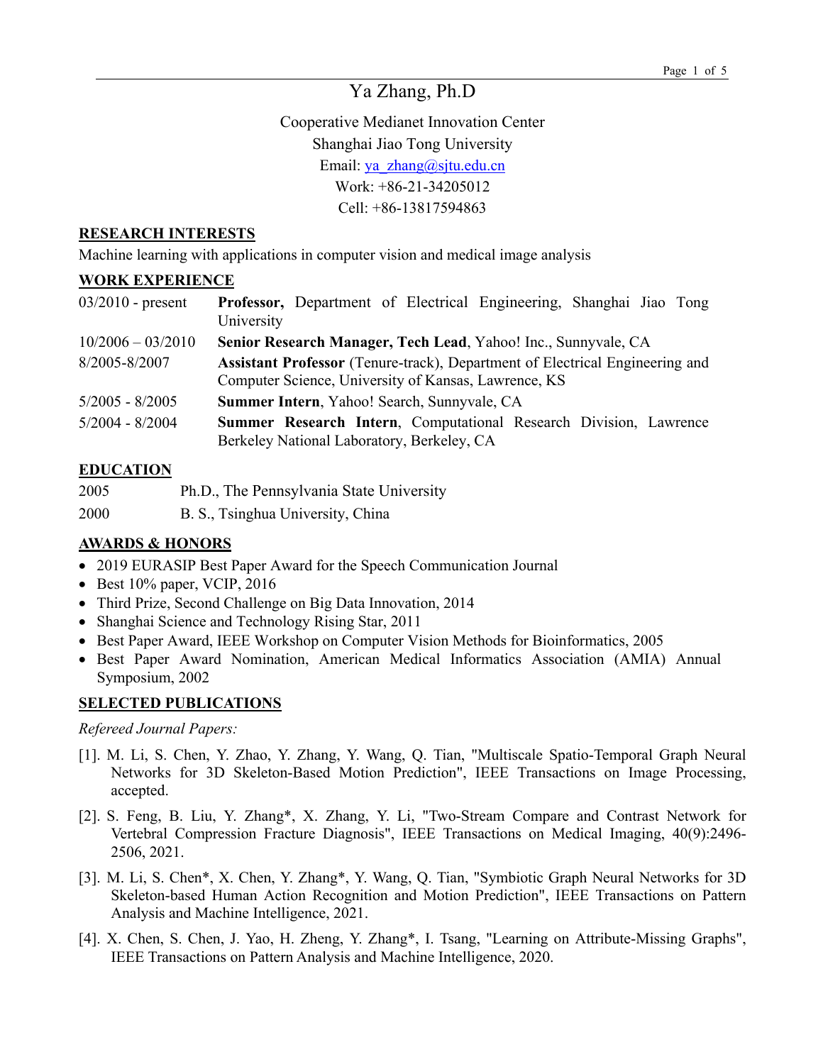# Ya Zhang, Ph.D

Cooperative Medianet Innovation Center
Shanghai Jiao Tong University
Email: ya_zhang@sjtu.edu.cn
Work: +86-21-34205012
Cell: +86-13817594863

## RESEARCH INTERESTS

Machine learning with applications in computer vision and medical image analysis

## WORK EXPERIENCE

| | |
|---|---|
| 03/2010 - present | **Professor,** Department of Electrical Engineering, Shanghai Jiao Tong University |
| 10/2006 – 03/2010 | **Senior Research Manager, Tech Lead**, Yahoo! Inc., Sunnyvale, CA |
| 8/2005-8/2007 | **Assistant Professor** (Tenure-track), Department of Electrical Engineering and Computer Science, University of Kansas, Lawrence, KS |
| 5/2005 - 8/2005 | **Summer Intern**, Yahoo! Search, Sunnyvale, CA |
| 5/2004 - 8/2004 | **Summer Research Intern**, Computational Research Division, Lawrence Berkeley National Laboratory, Berkeley, CA |

## EDUCATION

| | |
|---|---|
| 2005 | Ph.D., The Pennsylvania State University |
| 2000 | B. S., Tsinghua University, China |

## AWARDS & HONORS

- 2019 EURASIP Best Paper Award for the Speech Communication Journal
- Best 10% paper, VCIP, 2016
- Third Prize, Second Challenge on Big Data Innovation, 2014
- Shanghai Science and Technology Rising Star, 2011
- Best Paper Award, IEEE Workshop on Computer Vision Methods for Bioinformatics, 2005
- Best Paper Award Nomination, American Medical Informatics Association (AMIA) Annual Symposium, 2002

## SELECTED PUBLICATIONS

*Refereed Journal Papers:*

[1]. M. Li, S. Chen, Y. Zhao, Y. Zhang, Y. Wang, Q. Tian, "Multiscale Spatio-Temporal Graph Neural Networks for 3D Skeleton-Based Motion Prediction", IEEE Transactions on Image Processing, accepted.

[2]. S. Feng, B. Liu, Y. Zhang*, X. Zhang, Y. Li, "Two-Stream Compare and Contrast Network for Vertebral Compression Fracture Diagnosis", IEEE Transactions on Medical Imaging, 40(9):2496-2506, 2021.

[3]. M. Li, S. Chen*, X. Chen, Y. Zhang*, Y. Wang, Q. Tian, "Symbiotic Graph Neural Networks for 3D Skeleton-based Human Action Recognition and Motion Prediction", IEEE Transactions on Pattern Analysis and Machine Intelligence, 2021.

[4]. X. Chen, S. Chen, J. Yao, H. Zheng, Y. Zhang*, I. Tsang, "Learning on Attribute-Missing Graphs", IEEE Transactions on Pattern Analysis and Machine Intelligence, 2020.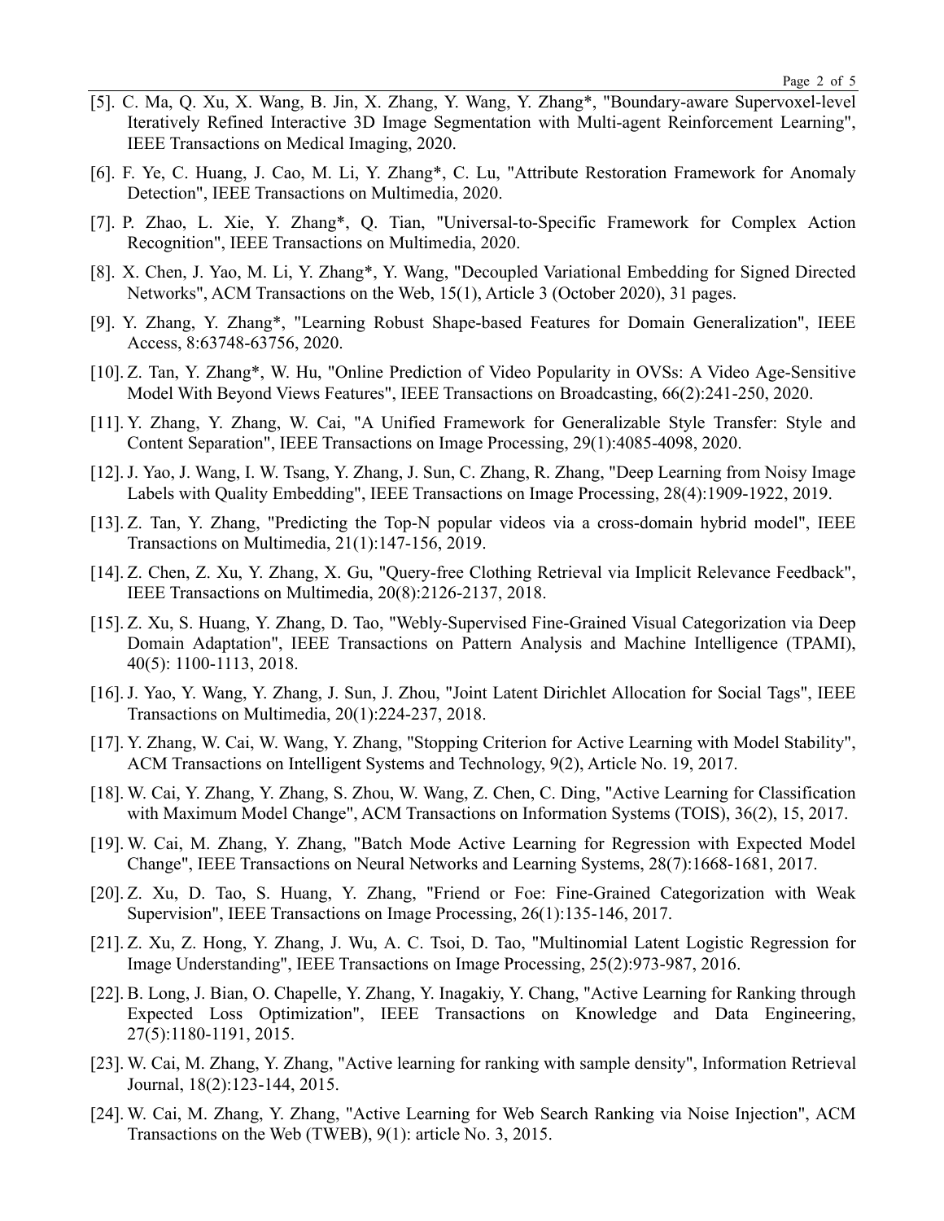[5]. C. Ma, Q. Xu, X. Wang, B. Jin, X. Zhang, Y. Wang, Y. Zhang*, "Boundary-aware Supervoxel-level Iteratively Refined Interactive 3D Image Segmentation with Multi-agent Reinforcement Learning", IEEE Transactions on Medical Imaging, 2020.

[6]. F. Ye, C. Huang, J. Cao, M. Li, Y. Zhang*, C. Lu, "Attribute Restoration Framework for Anomaly Detection", IEEE Transactions on Multimedia, 2020.

[7]. P. Zhao, L. Xie, Y. Zhang*, Q. Tian, "Universal-to-Specific Framework for Complex Action Recognition", IEEE Transactions on Multimedia, 2020.

[8]. X. Chen, J. Yao, M. Li, Y. Zhang*, Y. Wang, "Decoupled Variational Embedding for Signed Directed Networks", ACM Transactions on the Web, 15(1), Article 3 (October 2020), 31 pages.

[9]. Y. Zhang, Y. Zhang*, "Learning Robust Shape-based Features for Domain Generalization", IEEE Access, 8:63748-63756, 2020.

[10]. Z. Tan, Y. Zhang*, W. Hu, "Online Prediction of Video Popularity in OVSs: A Video Age-Sensitive Model With Beyond Views Features", IEEE Transactions on Broadcasting, 66(2):241-250, 2020.

[11]. Y. Zhang, Y. Zhang, W. Cai, "A Unified Framework for Generalizable Style Transfer: Style and Content Separation", IEEE Transactions on Image Processing, 29(1):4085-4098, 2020.

[12]. J. Yao, J. Wang, I. W. Tsang, Y. Zhang, J. Sun, C. Zhang, R. Zhang, "Deep Learning from Noisy Image Labels with Quality Embedding", IEEE Transactions on Image Processing, 28(4):1909-1922, 2019.

[13]. Z. Tan, Y. Zhang, "Predicting the Top-N popular videos via a cross-domain hybrid model", IEEE Transactions on Multimedia, 21(1):147-156, 2019.

[14]. Z. Chen, Z. Xu, Y. Zhang, X. Gu, "Query-free Clothing Retrieval via Implicit Relevance Feedback", IEEE Transactions on Multimedia, 20(8):2126-2137, 2018.

[15]. Z. Xu, S. Huang, Y. Zhang, D. Tao, "Webly-Supervised Fine-Grained Visual Categorization via Deep Domain Adaptation", IEEE Transactions on Pattern Analysis and Machine Intelligence (TPAMI), 40(5): 1100-1113, 2018.

[16]. J. Yao, Y. Wang, Y. Zhang, J. Sun, J. Zhou, "Joint Latent Dirichlet Allocation for Social Tags", IEEE Transactions on Multimedia, 20(1):224-237, 2018.

[17]. Y. Zhang, W. Cai, W. Wang, Y. Zhang, "Stopping Criterion for Active Learning with Model Stability", ACM Transactions on Intelligent Systems and Technology, 9(2), Article No. 19, 2017.

[18]. W. Cai, Y. Zhang, Y. Zhang, S. Zhou, W. Wang, Z. Chen, C. Ding, "Active Learning for Classification with Maximum Model Change", ACM Transactions on Information Systems (TOIS), 36(2), 15, 2017.

[19]. W. Cai, M. Zhang, Y. Zhang, "Batch Mode Active Learning for Regression with Expected Model Change", IEEE Transactions on Neural Networks and Learning Systems, 28(7):1668-1681, 2017.

[20]. Z. Xu, D. Tao, S. Huang, Y. Zhang, "Friend or Foe: Fine-Grained Categorization with Weak Supervision", IEEE Transactions on Image Processing, 26(1):135-146, 2017.

[21]. Z. Xu, Z. Hong, Y. Zhang, J. Wu, A. C. Tsoi, D. Tao, "Multinomial Latent Logistic Regression for Image Understanding", IEEE Transactions on Image Processing, 25(2):973-987, 2016.

[22]. B. Long, J. Bian, O. Chapelle, Y. Zhang, Y. Inagakiy, Y. Chang, "Active Learning for Ranking through Expected Loss Optimization", IEEE Transactions on Knowledge and Data Engineering, 27(5):1180-1191, 2015.

[23]. W. Cai, M. Zhang, Y. Zhang, "Active learning for ranking with sample density", Information Retrieval Journal, 18(2):123-144, 2015.

[24]. W. Cai, M. Zhang, Y. Zhang, "Active Learning for Web Search Ranking via Noise Injection", ACM Transactions on the Web (TWEB), 9(1): article No. 3, 2015.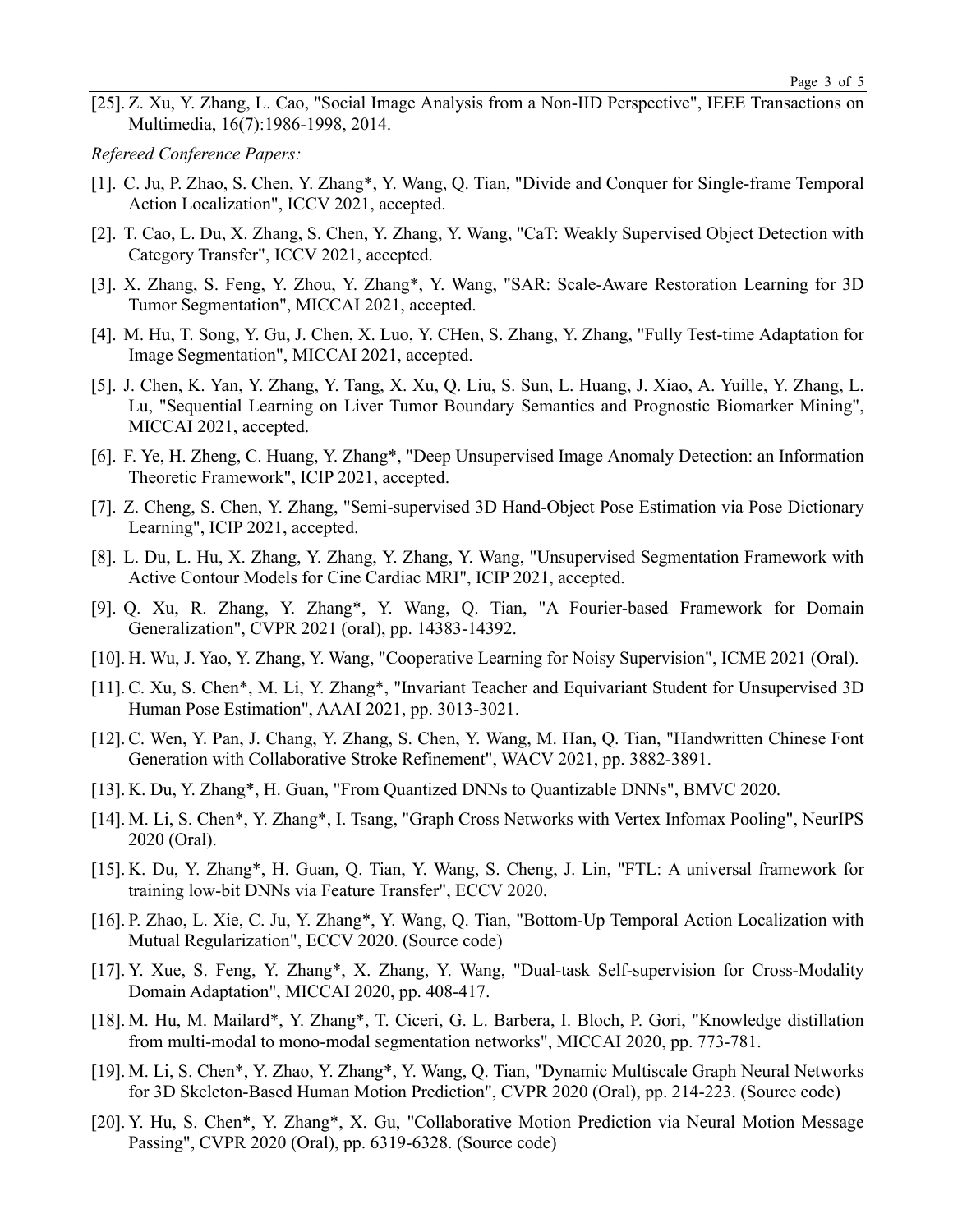[25]. Z. Xu, Y. Zhang, L. Cao, "Social Image Analysis from a Non-IID Perspective", IEEE Transactions on Multimedia, 16(7):1986-1998, 2014.

*Refereed Conference Papers:*

[1]. C. Ju, P. Zhao, S. Chen, Y. Zhang*, Y. Wang, Q. Tian, "Divide and Conquer for Single-frame Temporal Action Localization", ICCV 2021, accepted.

[2]. T. Cao, L. Du, X. Zhang, S. Chen, Y. Zhang, Y. Wang, "CaT: Weakly Supervised Object Detection with Category Transfer", ICCV 2021, accepted.

[3]. X. Zhang, S. Feng, Y. Zhou, Y. Zhang*, Y. Wang, "SAR: Scale-Aware Restoration Learning for 3D Tumor Segmentation", MICCAI 2021, accepted.

[4]. M. Hu, T. Song, Y. Gu, J. Chen, X. Luo, Y. CHen, S. Zhang, Y. Zhang, "Fully Test-time Adaptation for Image Segmentation", MICCAI 2021, accepted.

[5]. J. Chen, K. Yan, Y. Zhang, Y. Tang, X. Xu, Q. Liu, S. Sun, L. Huang, J. Xiao, A. Yuille, Y. Zhang, L. Lu, "Sequential Learning on Liver Tumor Boundary Semantics and Prognostic Biomarker Mining", MICCAI 2021, accepted.

[6]. F. Ye, H. Zheng, C. Huang, Y. Zhang*, "Deep Unsupervised Image Anomaly Detection: an Information Theoretic Framework", ICIP 2021, accepted.

[7]. Z. Cheng, S. Chen, Y. Zhang, "Semi-supervised 3D Hand-Object Pose Estimation via Pose Dictionary Learning", ICIP 2021, accepted.

[8]. L. Du, L. Hu, X. Zhang, Y. Zhang, Y. Zhang, Y. Wang, "Unsupervised Segmentation Framework with Active Contour Models for Cine Cardiac MRI", ICIP 2021, accepted.

[9]. Q. Xu, R. Zhang, Y. Zhang*, Y. Wang, Q. Tian, "A Fourier-based Framework for Domain Generalization", CVPR 2021 (oral), pp. 14383-14392.

[10]. H. Wu, J. Yao, Y. Zhang, Y. Wang, "Cooperative Learning for Noisy Supervision", ICME 2021 (Oral).

[11]. C. Xu, S. Chen*, M. Li, Y. Zhang*, "Invariant Teacher and Equivariant Student for Unsupervised 3D Human Pose Estimation", AAAI 2021, pp. 3013-3021.

[12]. C. Wen, Y. Pan, J. Chang, Y. Zhang, S. Chen, Y. Wang, M. Han, Q. Tian, "Handwritten Chinese Font Generation with Collaborative Stroke Refinement", WACV 2021, pp. 3882-3891.

[13]. K. Du, Y. Zhang*, H. Guan, "From Quantized DNNs to Quantizable DNNs", BMVC 2020.

[14]. M. Li, S. Chen*, Y. Zhang*, I. Tsang, "Graph Cross Networks with Vertex Infomax Pooling", NeurIPS 2020 (Oral).

[15]. K. Du, Y. Zhang*, H. Guan, Q. Tian, Y. Wang, S. Cheng, J. Lin, "FTL: A universal framework for training low-bit DNNs via Feature Transfer", ECCV 2020.

[16]. P. Zhao, L. Xie, C. Ju, Y. Zhang*, Y. Wang, Q. Tian, "Bottom-Up Temporal Action Localization with Mutual Regularization", ECCV 2020. (Source code)

[17]. Y. Xue, S. Feng, Y. Zhang*, X. Zhang, Y. Wang, "Dual-task Self-supervision for Cross-Modality Domain Adaptation", MICCAI 2020, pp. 408-417.

[18]. M. Hu, M. Mailard*, Y. Zhang*, T. Ciceri, G. L. Barbera, I. Bloch, P. Gori, "Knowledge distillation from multi-modal to mono-modal segmentation networks", MICCAI 2020, pp. 773-781.

[19]. M. Li, S. Chen*, Y. Zhao, Y. Zhang*, Y. Wang, Q. Tian, "Dynamic Multiscale Graph Neural Networks for 3D Skeleton-Based Human Motion Prediction", CVPR 2020 (Oral), pp. 214-223. (Source code)

[20]. Y. Hu, S. Chen*, Y. Zhang*, X. Gu, "Collaborative Motion Prediction via Neural Motion Message Passing", CVPR 2020 (Oral), pp. 6319-6328. (Source code)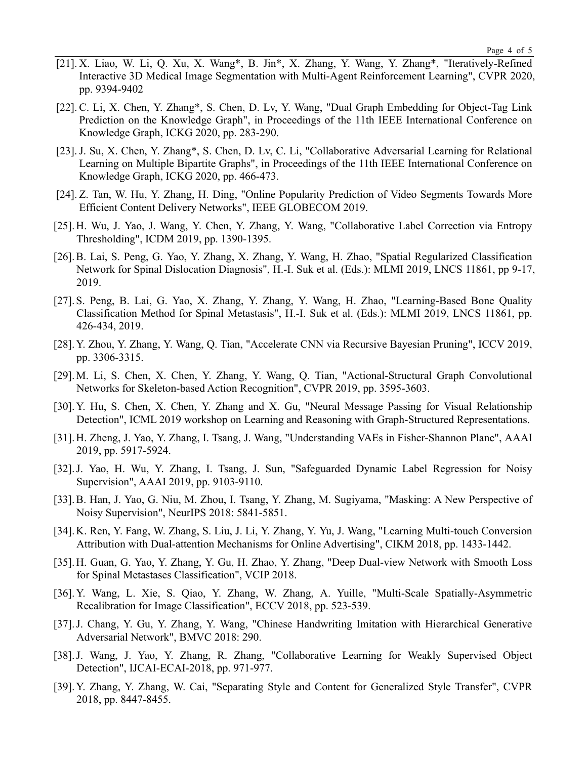[21]. X. Liao, W. Li, Q. Xu, X. Wang*, B. Jin*, X. Zhang, Y. Wang, Y. Zhang*, "Iteratively-Refined Interactive 3D Medical Image Segmentation with Multi-Agent Reinforcement Learning", CVPR 2020, pp. 9394-9402

[22]. C. Li, X. Chen, Y. Zhang*, S. Chen, D. Lv, Y. Wang, "Dual Graph Embedding for Object-Tag Link Prediction on the Knowledge Graph", in Proceedings of the 11th IEEE International Conference on Knowledge Graph, ICKG 2020, pp. 283-290.

[23]. J. Su, X. Chen, Y. Zhang*, S. Chen, D. Lv, C. Li, "Collaborative Adversarial Learning for Relational Learning on Multiple Bipartite Graphs", in Proceedings of the 11th IEEE International Conference on Knowledge Graph, ICKG 2020, pp. 466-473.

[24]. Z. Tan, W. Hu, Y. Zhang, H. Ding, "Online Popularity Prediction of Video Segments Towards More Efficient Content Delivery Networks", IEEE GLOBECOM 2019.

[25]. H. Wu, J. Yao, J. Wang, Y. Chen, Y. Zhang, Y. Wang, "Collaborative Label Correction via Entropy Thresholding", ICDM 2019, pp. 1390-1395.

[26]. B. Lai, S. Peng, G. Yao, Y. Zhang, X. Zhang, Y. Wang, H. Zhao, "Spatial Regularized Classification Network for Spinal Dislocation Diagnosis", H.-I. Suk et al. (Eds.): MLMI 2019, LNCS 11861, pp 9-17, 2019.

[27]. S. Peng, B. Lai, G. Yao, X. Zhang, Y. Zhang, Y. Wang, H. Zhao, "Learning-Based Bone Quality Classification Method for Spinal Metastasis", H.-I. Suk et al. (Eds.): MLMI 2019, LNCS 11861, pp. 426-434, 2019.

[28]. Y. Zhou, Y. Zhang, Y. Wang, Q. Tian, "Accelerate CNN via Recursive Bayesian Pruning", ICCV 2019, pp. 3306-3315.

[29]. M. Li, S. Chen, X. Chen, Y. Zhang, Y. Wang, Q. Tian, "Actional-Structural Graph Convolutional Networks for Skeleton-based Action Recognition", CVPR 2019, pp. 3595-3603.

[30]. Y. Hu, S. Chen, X. Chen, Y. Zhang and X. Gu, "Neural Message Passing for Visual Relationship Detection", ICML 2019 workshop on Learning and Reasoning with Graph-Structured Representations.

[31]. H. Zheng, J. Yao, Y. Zhang, I. Tsang, J. Wang, "Understanding VAEs in Fisher-Shannon Plane", AAAI 2019, pp. 5917-5924.

[32]. J. Yao, H. Wu, Y. Zhang, I. Tsang, J. Sun, "Safeguarded Dynamic Label Regression for Noisy Supervision", AAAI 2019, pp. 9103-9110.

[33]. B. Han, J. Yao, G. Niu, M. Zhou, I. Tsang, Y. Zhang, M. Sugiyama, "Masking: A New Perspective of Noisy Supervision", NeurIPS 2018: 5841-5851.

[34]. K. Ren, Y. Fang, W. Zhang, S. Liu, J. Li, Y. Zhang, Y. Yu, J. Wang, "Learning Multi-touch Conversion Attribution with Dual-attention Mechanisms for Online Advertising", CIKM 2018, pp. 1433-1442.

[35]. H. Guan, G. Yao, Y. Zhang, Y. Gu, H. Zhao, Y. Zhang, "Deep Dual-view Network with Smooth Loss for Spinal Metastases Classification", VCIP 2018.

[36]. Y. Wang, L. Xie, S. Qiao, Y. Zhang, W. Zhang, A. Yuille, "Multi-Scale Spatially-Asymmetric Recalibration for Image Classification", ECCV 2018, pp. 523-539.

[37]. J. Chang, Y. Gu, Y. Zhang, Y. Wang, "Chinese Handwriting Imitation with Hierarchical Generative Adversarial Network", BMVC 2018: 290.

[38]. J. Wang, J. Yao, Y. Zhang, R. Zhang, "Collaborative Learning for Weakly Supervised Object Detection", IJCAI-ECAI-2018, pp. 971-977.

[39]. Y. Zhang, Y. Zhang, W. Cai, "Separating Style and Content for Generalized Style Transfer", CVPR 2018, pp. 8447-8455.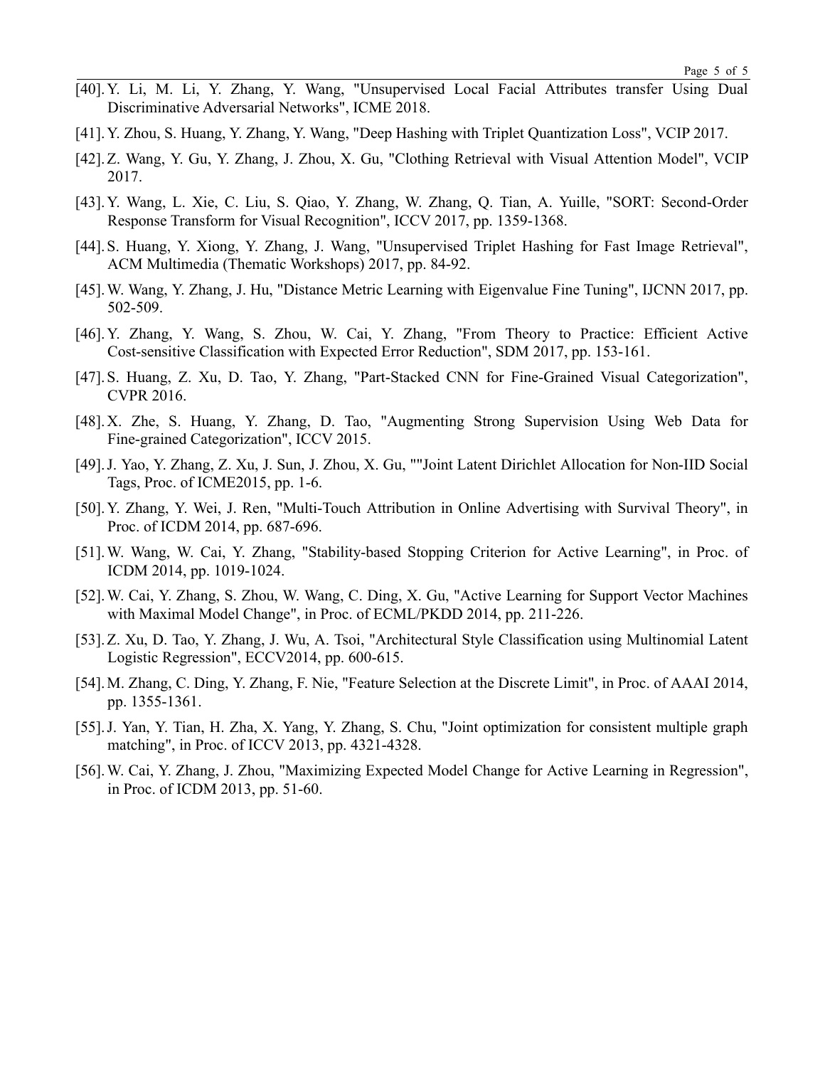[40]. Y. Li, M. Li, Y. Zhang, Y. Wang, "Unsupervised Local Facial Attributes transfer Using Dual Discriminative Adversarial Networks", ICME 2018.

[41]. Y. Zhou, S. Huang, Y. Zhang, Y. Wang, "Deep Hashing with Triplet Quantization Loss", VCIP 2017.

[42]. Z. Wang, Y. Gu, Y. Zhang, J. Zhou, X. Gu, "Clothing Retrieval with Visual Attention Model", VCIP 2017.

[43]. Y. Wang, L. Xie, C. Liu, S. Qiao, Y. Zhang, W. Zhang, Q. Tian, A. Yuille, "SORT: Second-Order Response Transform for Visual Recognition", ICCV 2017, pp. 1359-1368.

[44]. S. Huang, Y. Xiong, Y. Zhang, J. Wang, "Unsupervised Triplet Hashing for Fast Image Retrieval", ACM Multimedia (Thematic Workshops) 2017, pp. 84-92.

[45]. W. Wang, Y. Zhang, J. Hu, "Distance Metric Learning with Eigenvalue Fine Tuning", IJCNN 2017, pp. 502-509.

[46]. Y. Zhang, Y. Wang, S. Zhou, W. Cai, Y. Zhang, "From Theory to Practice: Efficient Active Cost-sensitive Classification with Expected Error Reduction", SDM 2017, pp. 153-161.

[47]. S. Huang, Z. Xu, D. Tao, Y. Zhang, "Part-Stacked CNN for Fine-Grained Visual Categorization", CVPR 2016.

[48]. X. Zhe, S. Huang, Y. Zhang, D. Tao, "Augmenting Strong Supervision Using Web Data for Fine-grained Categorization", ICCV 2015.

[49]. J. Yao, Y. Zhang, Z. Xu, J. Sun, J. Zhou, X. Gu, ""Joint Latent Dirichlet Allocation for Non-IID Social Tags, Proc. of ICME2015, pp. 1-6.

[50]. Y. Zhang, Y. Wei, J. Ren, "Multi-Touch Attribution in Online Advertising with Survival Theory", in Proc. of ICDM 2014, pp. 687-696.

[51]. W. Wang, W. Cai, Y. Zhang, "Stability-based Stopping Criterion for Active Learning", in Proc. of ICDM 2014, pp. 1019-1024.

[52]. W. Cai, Y. Zhang, S. Zhou, W. Wang, C. Ding, X. Gu, "Active Learning for Support Vector Machines with Maximal Model Change", in Proc. of ECML/PKDD 2014, pp. 211-226.

[53]. Z. Xu, D. Tao, Y. Zhang, J. Wu, A. Tsoi, "Architectural Style Classification using Multinomial Latent Logistic Regression", ECCV2014, pp. 600-615.

[54]. M. Zhang, C. Ding, Y. Zhang, F. Nie, "Feature Selection at the Discrete Limit", in Proc. of AAAI 2014, pp. 1355-1361.

[55]. J. Yan, Y. Tian, H. Zha, X. Yang, Y. Zhang, S. Chu, "Joint optimization for consistent multiple graph matching", in Proc. of ICCV 2013, pp. 4321-4328.

[56]. W. Cai, Y. Zhang, J. Zhou, "Maximizing Expected Model Change for Active Learning in Regression", in Proc. of ICDM 2013, pp. 51-60.